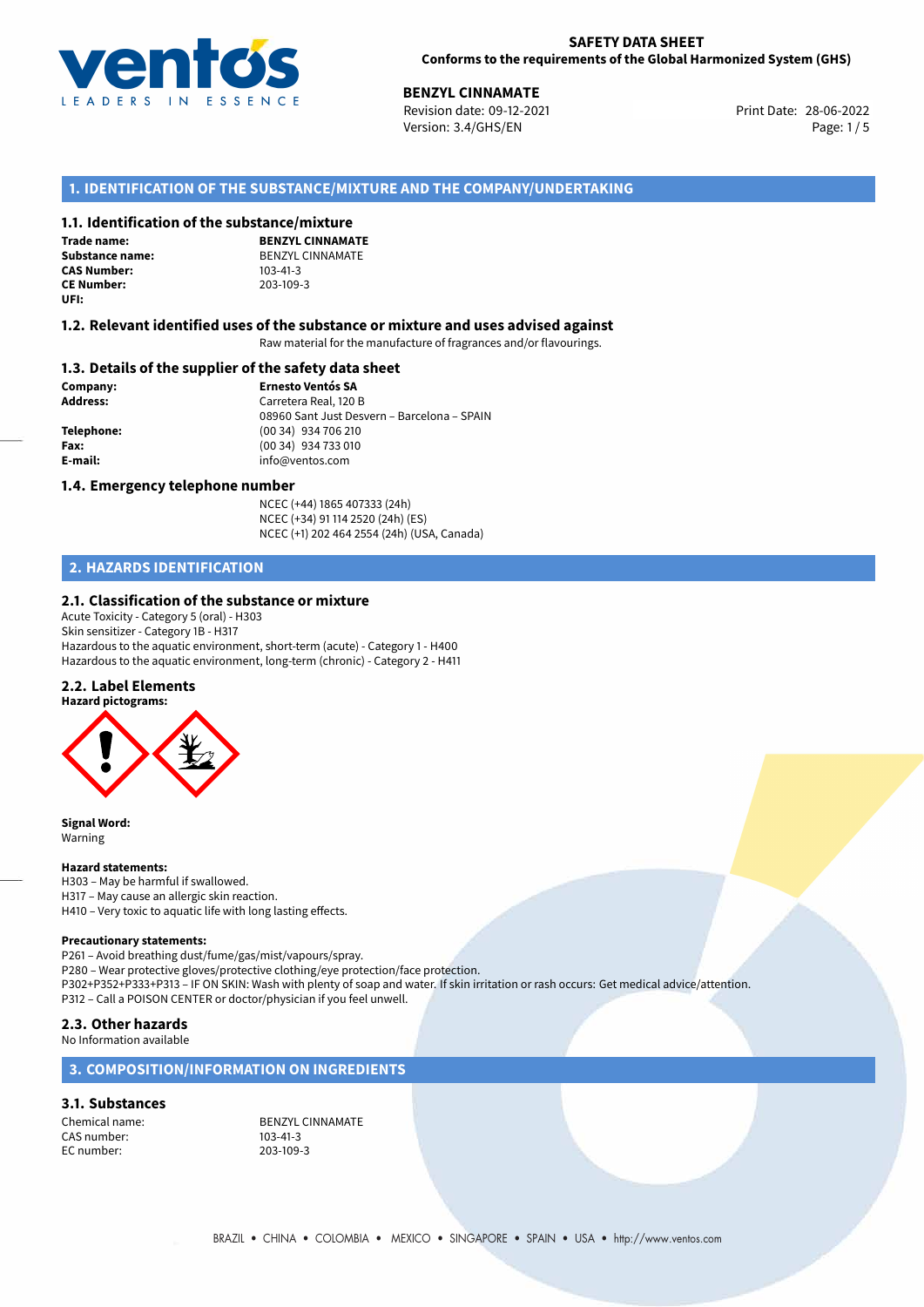**SAFETY DATA SHEET**
**Conforms to the requirements of the Global Harmonized System (GHS)**

**BENZYL CINNAMATE**
Revision date: 09-12-2021
Version: 3.4/GHS/EN
Print Date: 28-06-2022

## 1. IDENTIFICATION OF THE SUBSTANCE/MIXTURE AND THE COMPANY/UNDERTAKING

### 1.1. Identification of the substance/mixture

**Trade name:** **BENZYL CINNAMATE**
**Substance name:** BENZYL CINNAMATE
**CAS Number:** 103-41-3
**CE Number:** 203-109-3
**UFI:**

### 1.2. Relevant identified uses of the substance or mixture and uses advised against

Raw material for the manufacture of fragrances and/or flavourings.

### 1.3. Details of the supplier of the safety data sheet

**Company:** **Ernesto Ventós SA**
**Address:** Carretera Real, 120 B
08960 Sant Just Desvern – Barcelona – SPAIN
**Telephone:** (00 34) 934 706 210
**Fax:** (00 34) 934 733 010
**E-mail:** info@ventos.com

### 1.4. Emergency telephone number

NCEC (+44) 1865 407333 (24h)
NCEC (+34) 91 114 2520 (24h) (ES)
NCEC (+1) 202 464 2554 (24h) (USA, Canada)

## 2. HAZARDS IDENTIFICATION

### 2.1. Classification of the substance or mixture

Acute Toxicity - Category 5 (oral) - H303
Skin sensitizer - Category 1B - H317
Hazardous to the aquatic environment, short-term (acute) - Category 1 - H400
Hazardous to the aquatic environment, long-term (chronic) - Category 2 - H411

### 2.2. Label Elements

**Hazard pictograms:**

**Signal Word:**
Warning

**Hazard statements:**
H303 – May be harmful if swallowed.
H317 – May cause an allergic skin reaction.
H410 – Very toxic to aquatic life with long lasting effects.

**Precautionary statements:**
P261 – Avoid breathing dust/fume/gas/mist/vapours/spray.
P280 – Wear protective gloves/protective clothing/eye protection/face protection.
P302+P352+P333+P313 – IF ON SKIN: Wash with plenty of soap and water. If skin irritation or rash occurs: Get medical advice/attention.
P312 – Call a POISON CENTER or doctor/physician if you feel unwell.

### 2.3. Other hazards

No Information available

## 3. COMPOSITION/INFORMATION ON INGREDIENTS

### 3.1. Substances

Chemical name: BENZYL CINNAMATE
CAS number: 103-41-3
EC number: 203-109-3

BRAZIL • CHINA • COLOMBIA • MEXICO • SINGAPORE • SPAIN • USA • http://www.ventos.com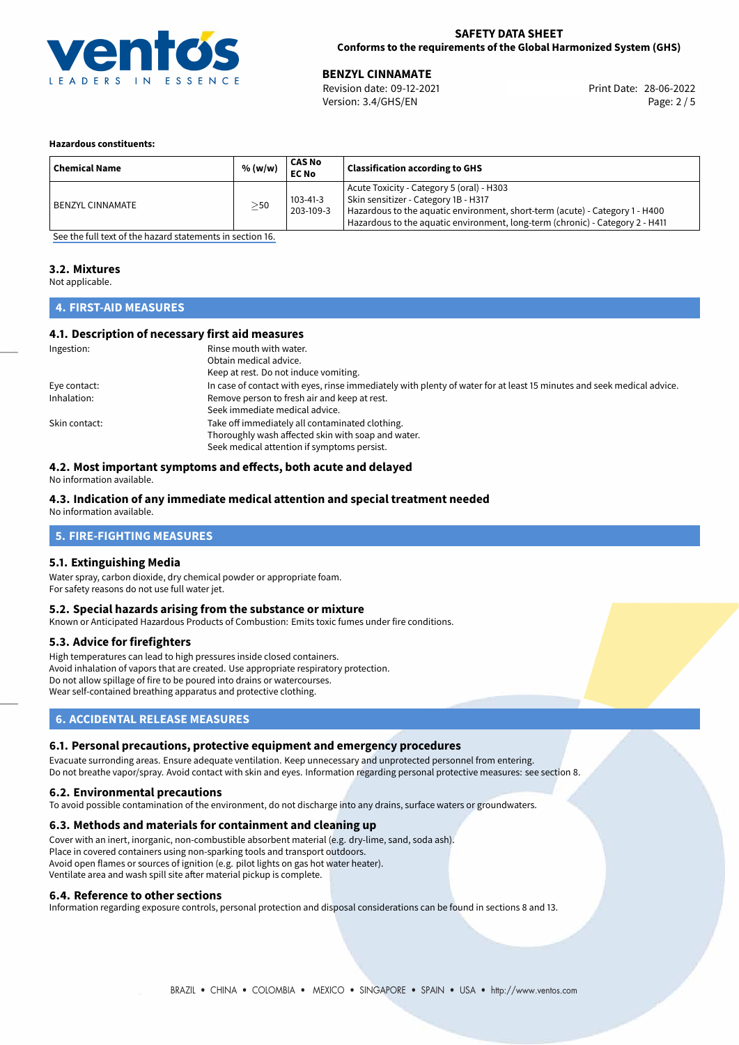**Hazardous constituents:**

| Chemical Name | % (w/w) | CAS No EC No | Classification according to GHS |
|---|---|---|---|
| BENZYL CINNAMATE | ≥50 | 103-41-3 203-109-3 | Acute Toxicity - Category 5 (oral) - H303 Skin sensitizer - Category 1B - H317 Hazardous to the aquatic environment, short-term (acute) - Category 1 - H400 Hazardous to the aquatic environment, long-term (chronic) - Category 2 - H411 |

See the full text of the hazard statements in section 16.

### 3.2. Mixtures

Not applicable.

## 4. FIRST-AID MEASURES

### 4.1. Description of necessary first aid measures

Ingestion: Rinse mouth with water. Obtain medical advice. Keep at rest. Do not induce vomiting.

Eye contact: In case of contact with eyes, rinse immediately with plenty of water for at least 15 minutes and seek medical advice.

Inhalation: Remove person to fresh air and keep at rest. Seek immediate medical advice.

Skin contact: Take off immediately all contaminated clothing. Thoroughly wash affected skin with soap and water. Seek medical attention if symptoms persist.

### 4.2. Most important symptoms and effects, both acute and delayed

No information available.

### 4.3. Indication of any immediate medical attention and special treatment needed

No information available.

## 5. FIRE-FIGHTING MEASURES

### 5.1. Extinguishing Media

Water spray, carbon dioxide, dry chemical powder or appropriate foam.
For safety reasons do not use full water jet.

### 5.2. Special hazards arising from the substance or mixture

Known or Anticipated Hazardous Products of Combustion: Emits toxic fumes under fire conditions.

### 5.3. Advice for firefighters

High temperatures can lead to high pressures inside closed containers.
Avoid inhalation of vapors that are created. Use appropriate respiratory protection.
Do not allow spillage of fire to be poured into drains or watercourses.
Wear self-contained breathing apparatus and protective clothing.

## 6. ACCIDENTAL RELEASE MEASURES

### 6.1. Personal precautions, protective equipment and emergency procedures

Evacuate surronding areas. Ensure adequate ventilation. Keep unnecessary and unprotected personnel from entering.
Do not breathe vapor/spray. Avoid contact with skin and eyes. Information regarding personal protective measures: see section 8.

### 6.2. Environmental precautions

To avoid possible contamination of the environment, do not discharge into any drains, surface waters or groundwaters.

### 6.3. Methods and materials for containment and cleaning up

Cover with an inert, inorganic, non-combustible absorbent material (e.g. dry-lime, sand, soda ash).
Place in covered containers using non-sparking tools and transport outdoors.
Avoid open flames or sources of ignition (e.g. pilot lights on gas hot water heater).
Ventilate area and wash spill site after material pickup is complete.

### 6.4. Reference to other sections

Information regarding exposure controls, personal protection and disposal considerations can be found in sections 8 and 13.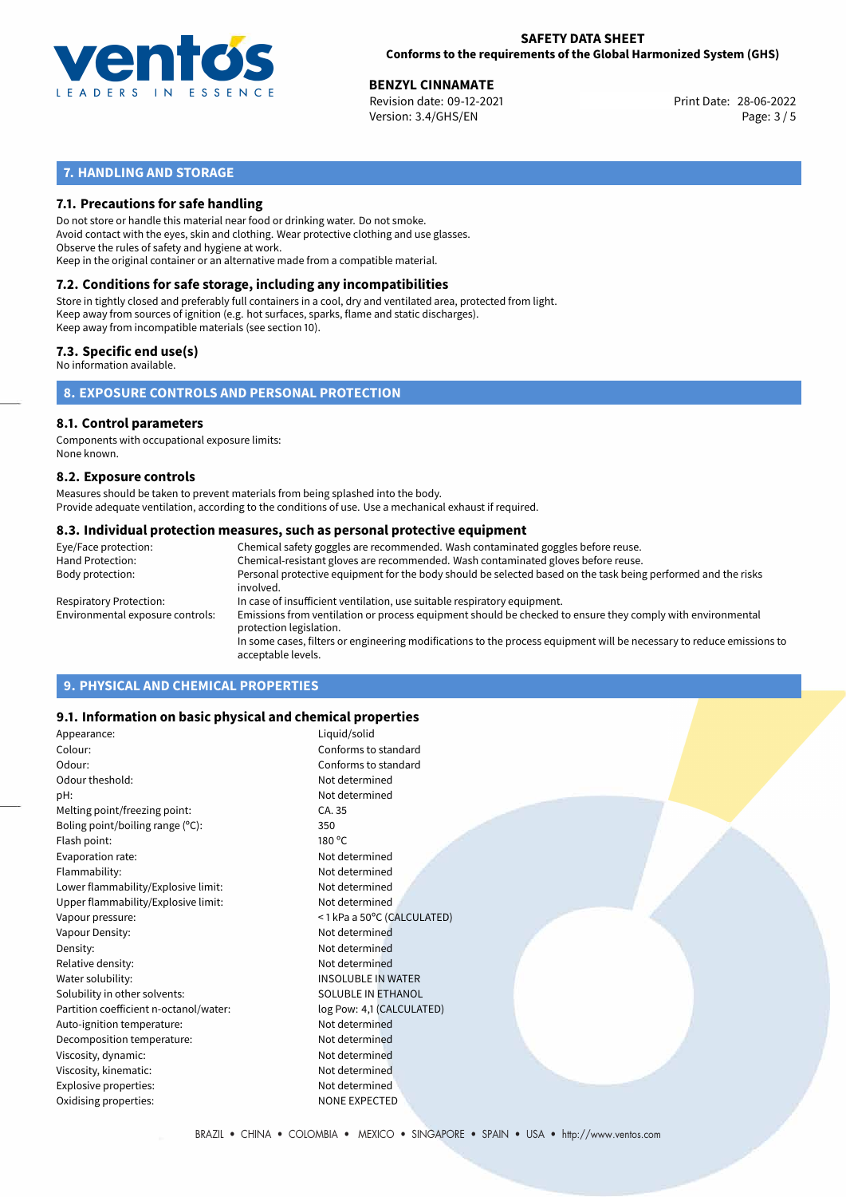## 7. HANDLING AND STORAGE

### 7.1. Precautions for safe handling

Do not store or handle this material near food or drinking water. Do not smoke.
Avoid contact with the eyes, skin and clothing. Wear protective clothing and use glasses.
Observe the rules of safety and hygiene at work.
Keep in the original container or an alternative made from a compatible material.

### 7.2. Conditions for safe storage, including any incompatibilities

Store in tightly closed and preferably full containers in a cool, dry and ventilated area, protected from light.
Keep away from sources of ignition (e.g. hot surfaces, sparks, flame and static discharges).
Keep away from incompatible materials (see section 10).

### 7.3. Specific end use(s)

No information available.

## 8. EXPOSURE CONTROLS AND PERSONAL PROTECTION

### 8.1. Control parameters

Components with occupational exposure limits:
None known.

### 8.2. Exposure controls

Measures should be taken to prevent materials from being splashed into the body.
Provide adequate ventilation, according to the conditions of use. Use a mechanical exhaust if required.

### 8.3. Individual protection measures, such as personal protective equipment

| | |
|---|---|
| Eye/Face protection: | Chemical safety goggles are recommended. Wash contaminated goggles before reuse. |
| Hand Protection: | Chemical-resistant gloves are recommended. Wash contaminated gloves before reuse. |
| Body protection: | Personal protective equipment for the body should be selected based on the task being performed and the risks involved. |
| Respiratory Protection: | In case of insufficient ventilation, use suitable respiratory equipment. |
| Environmental exposure controls: | Emissions from ventilation or process equipment should be checked to ensure they comply with environmental protection legislation. In some cases, filters or engineering modifications to the process equipment will be necessary to reduce emissions to acceptable levels. |

## 9. PHYSICAL AND CHEMICAL PROPERTIES

### 9.1. Information on basic physical and chemical properties

| | |
|---|---|
| Appearance: | Liquid/solid |
| Colour: | Conforms to standard |
| Odour: | Conforms to standard |
| Odour theshold: | Not determined |
| pH: | Not determined |
| Melting point/freezing point: | CA. 35 |
| Boling point/boiling range (°C): | 350 |
| Flash point: | 180 °C |
| Evaporation rate: | Not determined |
| Flammability: | Not determined |
| Lower flammability/Explosive limit: | Not determined |
| Upper flammability/Explosive limit: | Not determined |
| Vapour pressure: | < 1 kPa a 50°C (CALCULATED) |
| Vapour Density: | Not determined |
| Density: | Not determined |
| Relative density: | Not determined |
| Water solubility: | INSOLUBLE IN WATER |
| Solubility in other solvents: | SOLUBLE IN ETHANOL |
| Partition coefficient n-octanol/water: | log Pow: 4,1 (CALCULATED) |
| Auto-ignition temperature: | Not determined |
| Decomposition temperature: | Not determined |
| Viscosity, dynamic: | Not determined |
| Viscosity, kinematic: | Not determined |
| Explosive properties: | Not determined |
| Oxidising properties: | NONE EXPECTED |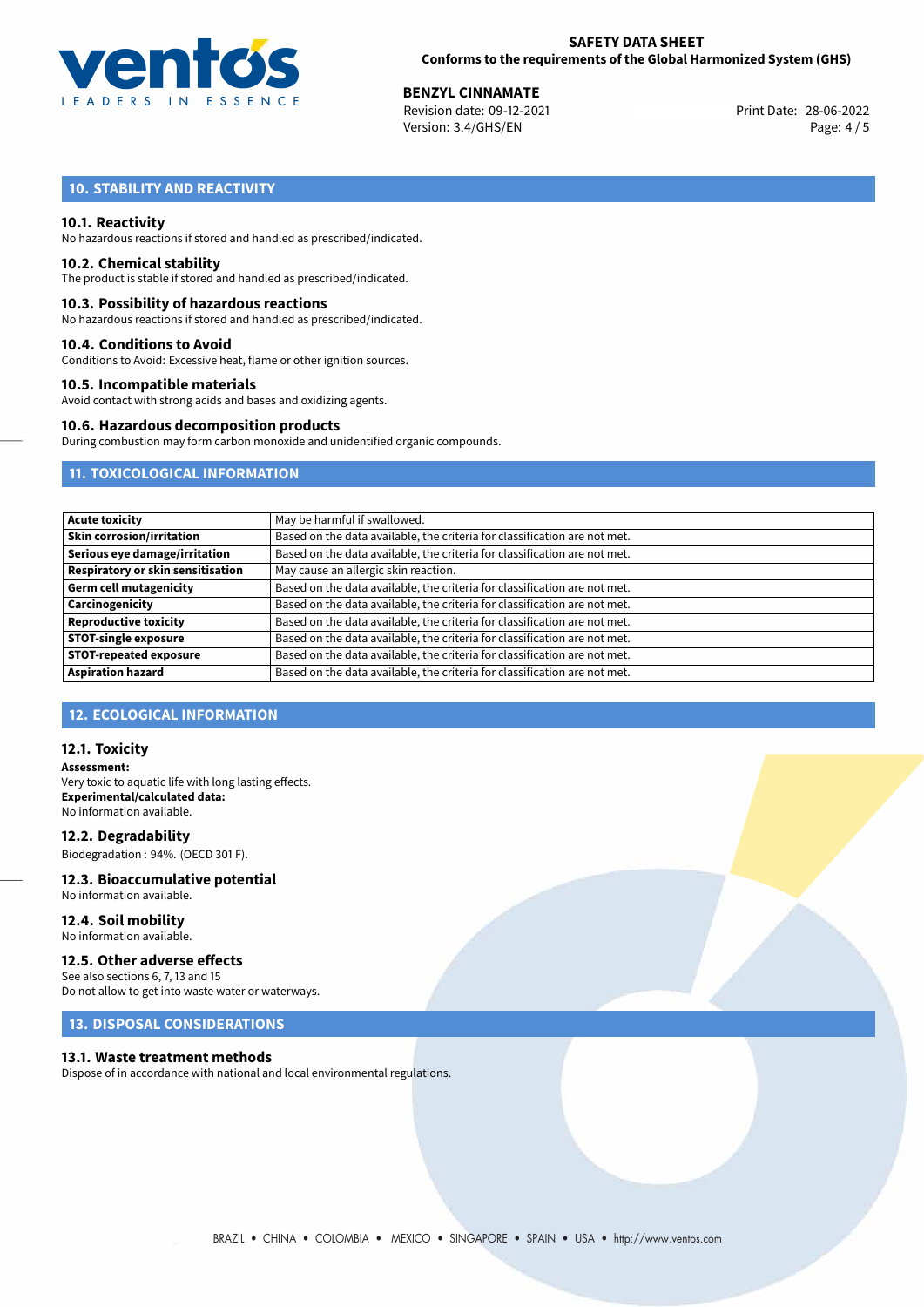## 10. STABILITY AND REACTIVITY

### 10.1. Reactivity
No hazardous reactions if stored and handled as prescribed/indicated.

### 10.2. Chemical stability
The product is stable if stored and handled as prescribed/indicated.

### 10.3. Possibility of hazardous reactions
No hazardous reactions if stored and handled as prescribed/indicated.

### 10.4. Conditions to Avoid
Conditions to Avoid: Excessive heat, flame or other ignition sources.

### 10.5. Incompatible materials
Avoid contact with strong acids and bases and oxidizing agents.

### 10.6. Hazardous decomposition products
During combustion may form carbon monoxide and unidentified organic compounds.

## 11. TOXICOLOGICAL INFORMATION

| | |
|---|---|
| **Acute toxicity** | May be harmful if swallowed. |
| **Skin corrosion/irritation** | Based on the data available, the criteria for classification are not met. |
| **Serious eye damage/irritation** | Based on the data available, the criteria for classification are not met. |
| **Respiratory or skin sensitisation** | May cause an allergic skin reaction. |
| **Germ cell mutagenicity** | Based on the data available, the criteria for classification are not met. |
| **Carcinogenicity** | Based on the data available, the criteria for classification are not met. |
| **Reproductive toxicity** | Based on the data available, the criteria for classification are not met. |
| **STOT-single exposure** | Based on the data available, the criteria for classification are not met. |
| **STOT-repeated exposure** | Based on the data available, the criteria for classification are not met. |
| **Aspiration hazard** | Based on the data available, the criteria for classification are not met. |

## 12. ECOLOGICAL INFORMATION

### 12.1. Toxicity
**Assessment:**
Very toxic to aquatic life with long lasting effects.
**Experimental/calculated data:**
No information available.

### 12.2. Degradability
Biodegradation : 94%. (OECD 301 F).

### 12.3. Bioaccumulative potential
No information available.

### 12.4. Soil mobility
No information available.

### 12.5. Other adverse effects
See also sections 6, 7, 13 and 15
Do not allow to get into waste water or waterways.

## 13. DISPOSAL CONSIDERATIONS

### 13.1. Waste treatment methods
Dispose of in accordance with national and local environmental regulations.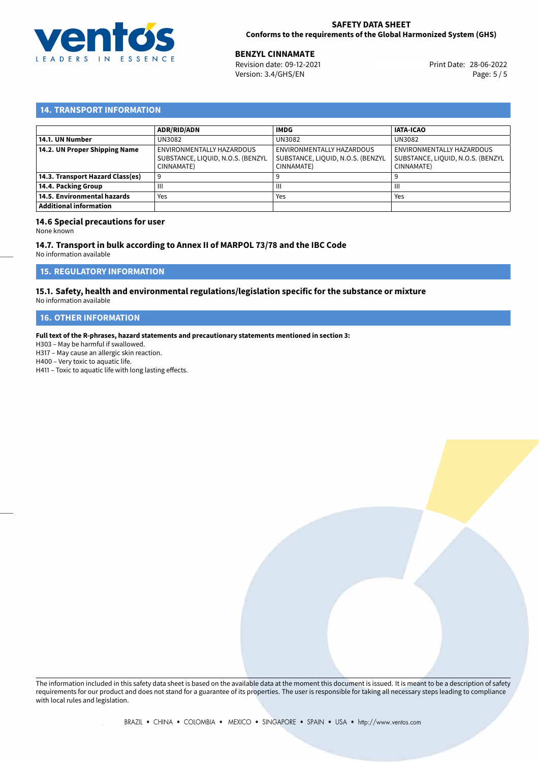## 14. TRANSPORT INFORMATION

| | ADR/RID/ADN | IMDG | IATA-ICAO |
|---|---|---|---|
| **14.1. UN Number** | UN3082 | UN3082 | UN3082 |
| **14.2. UN Proper Shipping Name** | ENVIRONMENTALLY HAZARDOUS SUBSTANCE, LIQUID, N.O.S. (BENZYL CINNAMATE) | ENVIRONMENTALLY HAZARDOUS SUBSTANCE, LIQUID, N.O.S. (BENZYL CINNAMATE) | ENVIRONMENTALLY HAZARDOUS SUBSTANCE, LIQUID, N.O.S. (BENZYL CINNAMATE) |
| **14.3. Transport Hazard Class(es)** | 9 | 9 | 9 |
| **14.4. Packing Group** | III | III | III |
| **14.5. Environmental hazards** | Yes | Yes | Yes |
| **Additional information** | | | |

### 14.6 Special precautions for user

None known

### 14.7. Transport in bulk according to Annex II of MARPOL 73/78 and the IBC Code

No information available

## 15. REGULATORY INFORMATION

### 15.1. Safety, health and environmental regulations/legislation specific for the substance or mixture

No information available

## 16. OTHER INFORMATION

**Full text of the R-phrases, hazard statements and precautionary statements mentioned in section 3:**

H303 – May be harmful if swallowed.
H317 – May cause an allergic skin reaction.
H400 – Very toxic to aquatic life.
H411 – Toxic to aquatic life with long lasting effects.

The information included in this safety data sheet is based on the available data at the moment this document is issued. It is meant to be a description of safety requirements for our product and does not stand for a guarantee of its properties. The user is responsible for taking all necessary steps leading to compliance with local rules and legislation.